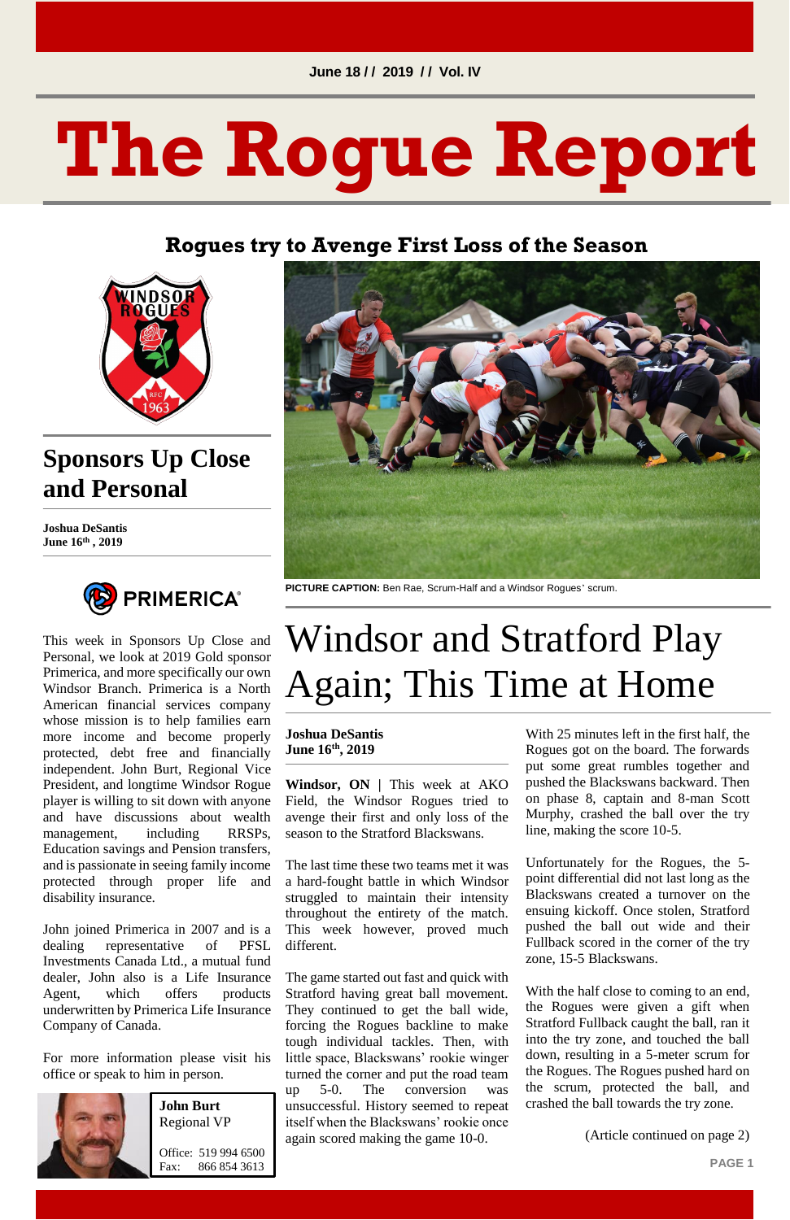June 18 / / 2019 / / Vol. IV

# The Rogue Report

## Rogues try to Avenge First Loss of the Season

## Sponsors Up Close and Personal

**Joshua DeSantis**
**June 16th , 2019**

PRIMERICA

This week in Sponsors Up Close and Personal, we look at 2019 Gold sponsor Primerica, and more specifically our own Windsor Branch. Primerica is a North American financial services company whose mission is to help families earn more income and become properly protected, debt free and financially independent. John Burt, Regional Vice President, and longtime Windsor Rogue player is willing to sit down with anyone and have discussions about wealth management, including RRSPs, Education savings and Pension transfers, and is passionate in seeing family income protected through proper life and disability insurance.

John joined Primerica in 2007 and is a dealing representative of PFSL Investments Canada Ltd., a mutual fund dealer, John also is a Life Insurance Agent, which offers products underwritten by Primerica Life Insurance Company of Canada.

For more information please visit his office or speak to him in person.

**John Burt**
Regional VP

Office: 519 994 6500
Fax: 866 854 3613

**PICTURE CAPTION:** Ben Rae, Scrum-Half and a Windsor Rogues' scrum.

## Windsor and Stratford Play Again; This Time at Home

**Joshua DeSantis**
**June 16th, 2019**

**Windsor, ON** | This week at AKO Field, the Windsor Rogues tried to avenge their first and only loss of the season to the Stratford Blackswans.

The last time these two teams met it was a hard-fought battle in which Windsor struggled to maintain their intensity throughout the entirety of the match. This week however, proved much different.

The game started out fast and quick with Stratford having great ball movement. They continued to get the ball wide, forcing the Rogues backline to make tough individual tackles. Then, with little space, Blackswans' rookie winger turned the corner and put the road team up 5-0. The conversion was unsuccessful. History seemed to repeat itself when the Blackswans' rookie once again scored making the game 10-0.

With 25 minutes left in the first half, the Rogues got on the board. The forwards put some great rumbles together and pushed the Blackswans backward. Then on phase 8, captain and 8-man Scott Murphy, crashed the ball over the try line, making the score 10-5.

Unfortunately for the Rogues, the 5-point differential did not last long as the Blackswans created a turnover on the ensuing kickoff. Once stolen, Stratford pushed the ball out wide and their Fullback scored in the corner of the try zone, 15-5 Blackswans.

With the half close to coming to an end, the Rogues were given a gift when Stratford Fullback caught the ball, ran it into the try zone, and touched the ball down, resulting in a 5-meter scrum for the Rogues. The Rogues pushed hard on the scrum, protected the ball, and crashed the ball towards the try zone.

(Article continued on page 2)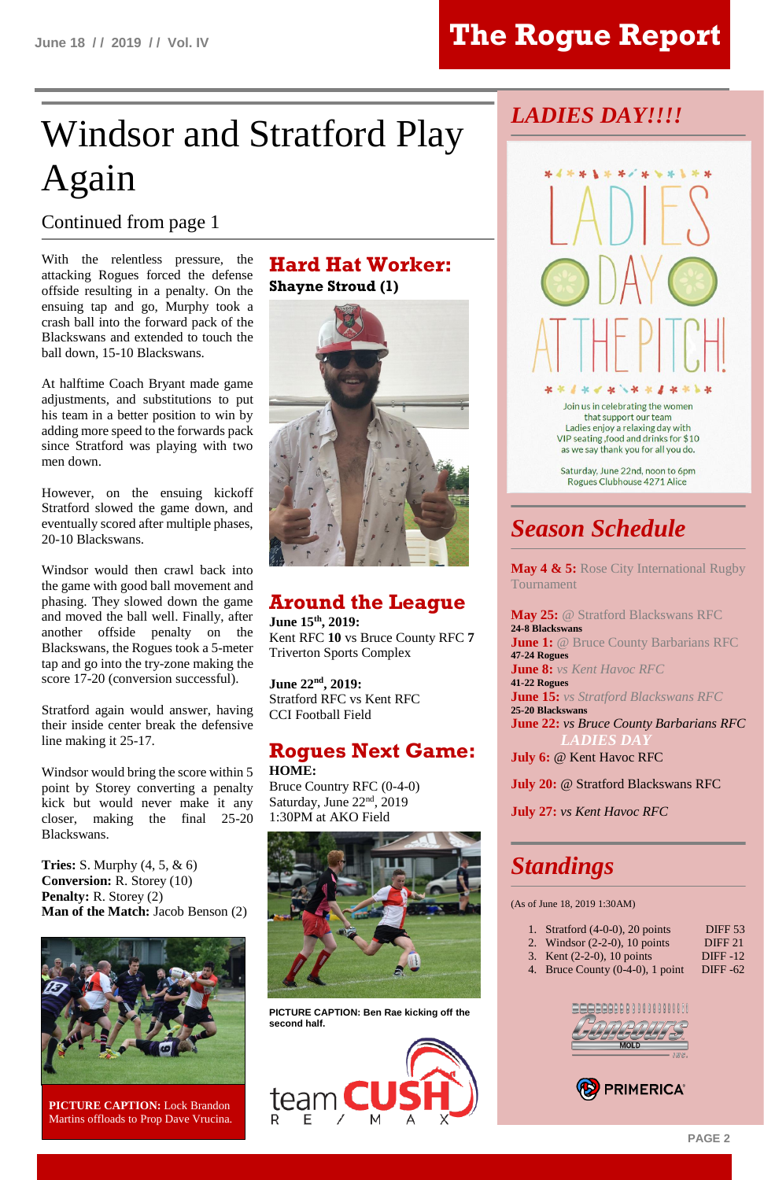# Windsor and Stratford Play Again

## Continued from page 1

With the relentless pressure, the attacking Rogues forced the defense offside resulting in a penalty. On the ensuing tap and go, Murphy took a crash ball into the forward pack of the Blackswans and extended to touch the ball down, 15-10 Blackswans.

At halftime Coach Bryant made game adjustments, and substitutions to put his team in a better position to win by adding more speed to the forwards pack since Stratford was playing with two men down.

However, on the ensuing kickoff Stratford slowed the game down, and eventually scored after multiple phases, 20-10 Blackswans.

Windsor would then crawl back into the game with good ball movement and phasing. They slowed down the game and moved the ball well. Finally, after another offside penalty on the Blackswans, the Rogues took a 5-meter tap and go into the try-zone making the score 17-20 (conversion successful).

Stratford again would answer, having their inside center break the defensive line making it 25-17.

Windsor would bring the score within 5 point by Storey converting a penalty kick but would never make it any closer, making the final 25-20 Blackswans.

**Tries:** S. Murphy (4, 5, & 6)
**Conversion:** R. Storey (10)
**Penalty:** R. Storey (2)
**Man of the Match:** Jacob Benson (2)

**PICTURE CAPTION:** Lock Brandon Martins offloads to Prop Dave Vrucina.

## Hard Hat Worker:

**Shayne Stroud (1)**

## Around the League

**June 15th, 2019:**
Kent RFC **10** vs Bruce County RFC **7**
Triverton Sports Complex

**June 22nd, 2019:**
Stratford RFC vs Kent RFC
CCI Football Field

## Rogues Next Game:

**HOME:**
Bruce Country RFC (0-4-0)
Saturday, June 22nd, 2019
1:30PM at AKO Field

**PICTURE CAPTION: Ben Rae kicking off the second half.**

## LADIES DAY!!!!

LADIES DAY AT THE PITCH!

Join us in celebrating the women that support our team
Ladies enjoy a relaxing day with VIP seating, food and drinks for $10 as we say thank you for all you do.

Saturday, June 22nd, noon to 6pm
Rogues Clubhouse 4271 Alice

## Season Schedule

**May 4 & 5:** Rose City International Rugby Tournament

**May 25:** @ Stratford Blackswans RFC
**24-8 Blackswans**
**June 1:** @ Bruce County Barbarians RFC
**47-24 Rogues**
**June 8:** *vs Kent Havoc RFC*
**41-22 Rogues**
**June 15:** *vs Stratford Blackswans RFC*
**25-20 Blackswans**
**June 22:** *vs Bruce County Barbarians RFC*
*LADIES DAY*
**July 6:** @ Kent Havoc RFC

**July 20:** @ Stratford Blackswans RFC

**July 27:** *vs Kent Havoc RFC*

## Standings

(As of June 18, 2019 1:30AM)

1. Stratford (4-0-0), 20 points — DIFF 53
2. Windsor (2-2-0), 10 points — DIFF 21
3. Kent (2-2-0), 10 points — DIFF -12
4. Bruce County (0-4-0), 1 point — DIFF -62